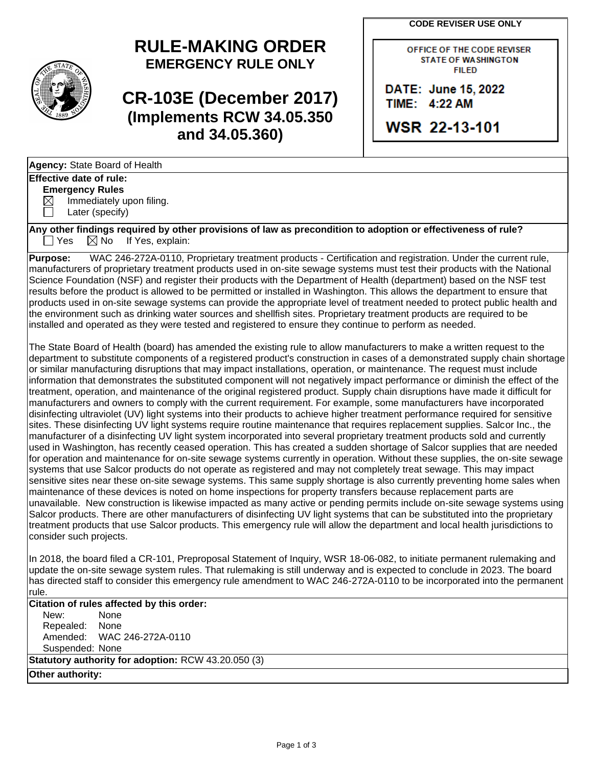# RULE-MAKING ORDER
## EMERGENCY RULE ONLY

# CR-103E (December 2017)
## (Implements RCW 34.05.350 and 34.05.360)

**CODE REVISER USE ONLY**

OFFICE OF THE CODE REVISER
STATE OF WASHINGTON
FILED

DATE: June 15, 2022
TIME: 4:22 AM

WSR 22-13-101

**Agency:** State Board of Health

**Effective date of rule:**

**Emergency Rules**

- ☒ Immediately upon filing.
- ☐ Later (specify)

**Any other findings required by other provisions of law as precondition to adoption or effectiveness of rule?**
☐ Yes ☒ No If Yes, explain:

**Purpose:** WAC 246-272A-0110, Proprietary treatment products - Certification and registration. Under the current rule, manufacturers of proprietary treatment products used in on-site sewage systems must test their products with the National Science Foundation (NSF) and register their products with the Department of Health (department) based on the NSF test results before the product is allowed to be permitted or installed in Washington. This allows the department to ensure that products used in on-site sewage systems can provide the appropriate level of treatment needed to protect public health and the environment such as drinking water sources and shellfish sites. Proprietary treatment products are required to be installed and operated as they were tested and registered to ensure they continue to perform as needed.

The State Board of Health (board) has amended the existing rule to allow manufacturers to make a written request to the department to substitute components of a registered product's construction in cases of a demonstrated supply chain shortage or similar manufacturing disruptions that may impact installations, operation, or maintenance. The request must include information that demonstrates the substituted component will not negatively impact performance or diminish the effect of the treatment, operation, and maintenance of the original registered product. Supply chain disruptions have made it difficult for manufacturers and owners to comply with the current requirement. For example, some manufacturers have incorporated disinfecting ultraviolet (UV) light systems into their products to achieve higher treatment performance required for sensitive sites. These disinfecting UV light systems require routine maintenance that requires replacement supplies. Salcor Inc., the manufacturer of a disinfecting UV light system incorporated into several proprietary treatment products sold and currently used in Washington, has recently ceased operation. This has created a sudden shortage of Salcor supplies that are needed for operation and maintenance for on-site sewage systems currently in operation. Without these supplies, the on-site sewage systems that use Salcor products do not operate as registered and may not completely treat sewage. This may impact sensitive sites near these on-site sewage systems. This same supply shortage is also currently preventing home sales when maintenance of these devices is noted on home inspections for property transfers because replacement parts are unavailable. New construction is likewise impacted as many active or pending permits include on-site sewage systems using Salcor products. There are other manufacturers of disinfecting UV light systems that can be substituted into the proprietary treatment products that use Salcor products. This emergency rule will allow the department and local health jurisdictions to consider such projects.

In 2018, the board filed a CR-101, Preproposal Statement of Inquiry, WSR 18-06-082, to initiate permanent rulemaking and update the on-site sewage system rules. That rulemaking is still underway and is expected to conclude in 2023. The board has directed staff to consider this emergency rule amendment to WAC 246-272A-0110 to be incorporated into the permanent rule.

**Citation of rules affected by this order:**

New: None
Repealed: None
Amended: WAC 246-272A-0110
Suspended: None

**Statutory authority for adoption:** RCW 43.20.050 (3)

**Other authority:**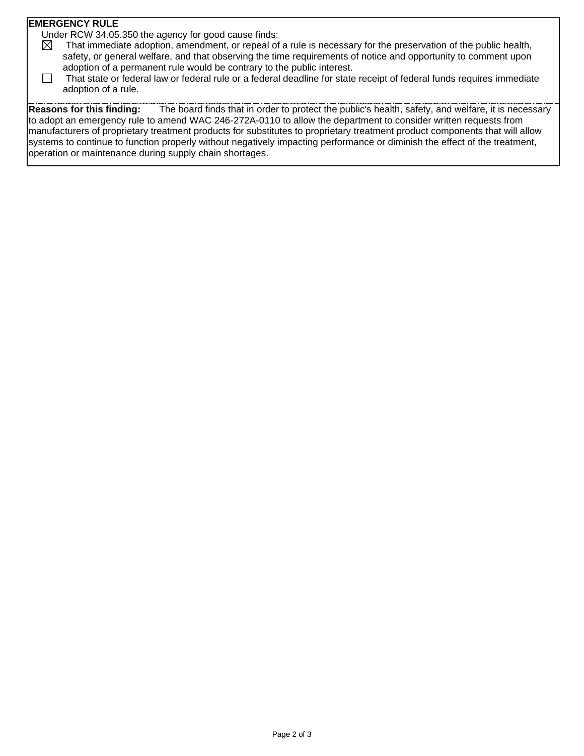**EMERGENCY RULE**

Under RCW 34.05.350 the agency for good cause finds:

- ☒ That immediate adoption, amendment, or repeal of a rule is necessary for the preservation of the public health, safety, or general welfare, and that observing the time requirements of notice and opportunity to comment upon adoption of a permanent rule would be contrary to the public interest.
- ☐ That state or federal law or federal rule or a federal deadline for state receipt of federal funds requires immediate adoption of a rule.

**Reasons for this finding:** The board finds that in order to protect the public's health, safety, and welfare, it is necessary to adopt an emergency rule to amend WAC 246-272A-0110 to allow the department to consider written requests from manufacturers of proprietary treatment products for substitutes to proprietary treatment product components that will allow systems to continue to function properly without negatively impacting performance or diminish the effect of the treatment, operation or maintenance during supply chain shortages.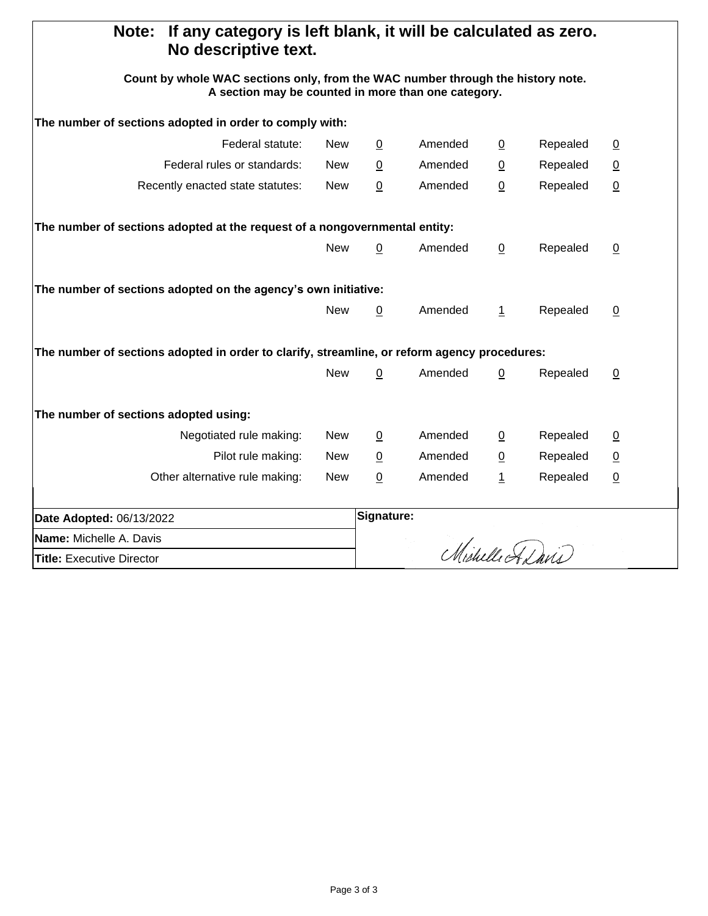**Note: If any category is left blank, it will be calculated as zero. No descriptive text.**

**Count by whole WAC sections only, from the WAC number through the history note. A section may be counted in more than one category.**

**The number of sections adopted in order to comply with:**

| | | | | | | |
|---|---|---|---|---|---|---|
| Federal statute: | New | 0 | Amended | 0 | Repealed | 0 |
| Federal rules or standards: | New | 0 | Amended | 0 | Repealed | 0 |
| Recently enacted state statutes: | New | 0 | Amended | 0 | Repealed | 0 |

**The number of sections adopted at the request of a nongovernmental entity:**

| | | | | | |
|---|---|---|---|---|---|
| New | 0 | Amended | 0 | Repealed | 0 |

**The number of sections adopted on the agency's own initiative:**

| | | | | | |
|---|---|---|---|---|---|
| New | 0 | Amended | 1 | Repealed | 0 |

**The number of sections adopted in order to clarify, streamline, or reform agency procedures:**

| | | | | | |
|---|---|---|---|---|---|
| New | 0 | Amended | 0 | Repealed | 0 |

**The number of sections adopted using:**

| | | | | | | |
|---|---|---|---|---|---|---|
| Negotiated rule making: | New | 0 | Amended | 0 | Repealed | 0 |
| Pilot rule making: | New | 0 | Amended | 0 | Repealed | 0 |
| Other alternative rule making: | New | 0 | Amended | 1 | Repealed | 0 |

| | |
|---|---|
| **Date Adopted:** 06/13/2022 | **Signature:** |
| **Name:** Michelle A. Davis | Michelle A. Davis |
| **Title:** Executive Director | |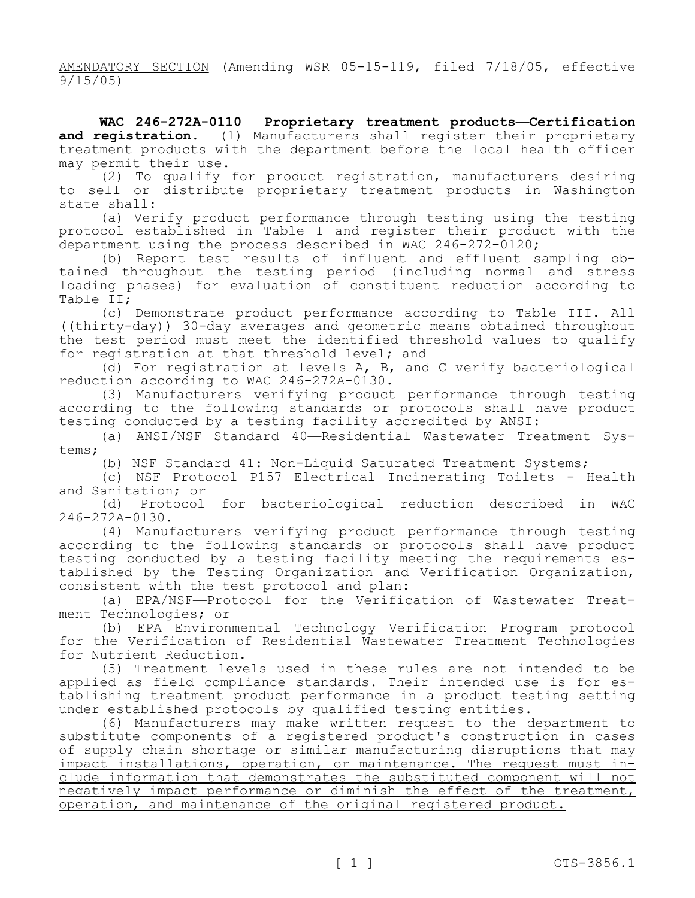AMENDATORY SECTION (Amending WSR 05-15-119, filed 7/18/05, effective 9/15/05)

**WAC 246-272A-0110 Proprietary treatment products—Certification and registration.** (1) Manufacturers shall register their proprietary treatment products with the department before the local health officer may permit their use.

(2) To qualify for product registration, manufacturers desiring to sell or distribute proprietary treatment products in Washington state shall:

(a) Verify product performance through testing using the testing protocol established in Table I and register their product with the department using the process described in WAC 246-272-0120;

(b) Report test results of influent and effluent sampling obtained throughout the testing period (including normal and stress loading phases) for evaluation of constituent reduction according to Table II;

(c) Demonstrate product performance according to Table III. All ((~~thirty-day~~)) <u>30-day</u> averages and geometric means obtained throughout the test period must meet the identified threshold values to qualify for registration at that threshold level; and

(d) For registration at levels A, B, and C verify bacteriological reduction according to WAC 246-272A-0130.

(3) Manufacturers verifying product performance through testing according to the following standards or protocols shall have product testing conducted by a testing facility accredited by ANSI:

(a) ANSI/NSF Standard 40—Residential Wastewater Treatment Systems;

(b) NSF Standard 41: Non-Liquid Saturated Treatment Systems;

(c) NSF Protocol P157 Electrical Incinerating Toilets - Health and Sanitation; or

(d) Protocol for bacteriological reduction described in WAC 246-272A-0130.

(4) Manufacturers verifying product performance through testing according to the following standards or protocols shall have product testing conducted by a testing facility meeting the requirements established by the Testing Organization and Verification Organization, consistent with the test protocol and plan:

(a) EPA/NSF—Protocol for the Verification of Wastewater Treatment Technologies; or

(b) EPA Environmental Technology Verification Program protocol for the Verification of Residential Wastewater Treatment Technologies for Nutrient Reduction.

(5) Treatment levels used in these rules are not intended to be applied as field compliance standards. Their intended use is for establishing treatment product performance in a product testing setting under established protocols by qualified testing entities.

<u>(6) Manufacturers may make written request to the department to substitute components of a registered product's construction in cases of supply chain shortage or similar manufacturing disruptions that may impact installations, operation, or maintenance. The request must include information that demonstrates the substituted component will not negatively impact performance or diminish the effect of the treatment, operation, and maintenance of the original registered product.</u>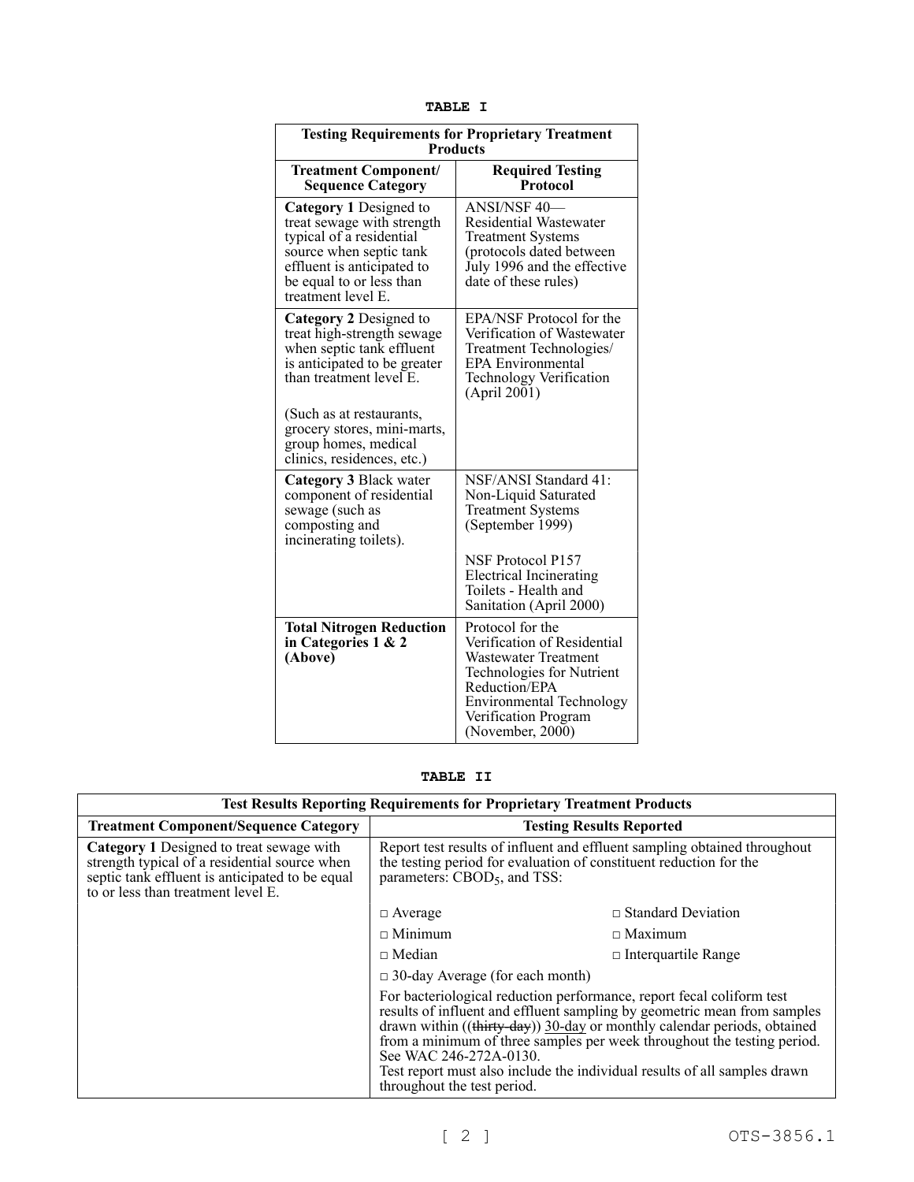**TABLE I**

| Testing Requirements for Proprietary Treatment Products | |
|---|---|
| **Treatment Component/ Sequence Category** | **Required Testing Protocol** |
| **Category 1** Designed to treat sewage with strength typical of a residential source when septic tank effluent is anticipated to be equal to or less than treatment level E. | ANSI/NSF 40—Residential Wastewater Treatment Systems (protocols dated between July 1996 and the effective date of these rules) |
| **Category 2** Designed to treat high-strength sewage when septic tank effluent is anticipated to be greater than treatment level E. (Such as at restaurants, grocery stores, mini-marts, group homes, medical clinics, residences, etc.) | EPA/NSF Protocol for the Verification of Wastewater Treatment Technologies/ EPA Environmental Technology Verification (April 2001) |
| **Category 3** Black water component of residential sewage (such as composting and incinerating toilets). | NSF/ANSI Standard 41: Non-Liquid Saturated Treatment Systems (September 1999) NSF Protocol P157 Electrical Incinerating Toilets - Health and Sanitation (April 2000) |
| **Total Nitrogen Reduction in Categories 1 & 2 (Above)** | Protocol for the Verification of Residential Wastewater Treatment Technologies for Nutrient Reduction/EPA Environmental Technology Verification Program (November, 2000) |

**TABLE II**

| Test Results Reporting Requirements for Proprietary Treatment Products | |
|---|---|
| **Treatment Component/Sequence Category** | **Testing Results Reported** |
| **Category 1** Designed to treat sewage with strength typical of a residential source when septic tank effluent is anticipated to be equal to or less than treatment level E. | Report test results of influent and effluent sampling obtained throughout the testing period for evaluation of constituent reduction for the parameters: $CBOD_5$, and TSS: □ Average □ Standard Deviation □ Minimum □ Maximum □ Median □ Interquartile Range □ 30-day Average (for each month) For bacteriological reduction performance, report fecal coliform test results of influent and effluent sampling by geometric mean from samples drawn within ((~~thirty-day~~)) 30-day or monthly calendar periods, obtained from a minimum of three samples per week throughout the testing period. See WAC 246-272A-0130. Test report must also include the individual results of all samples drawn throughout the test period. |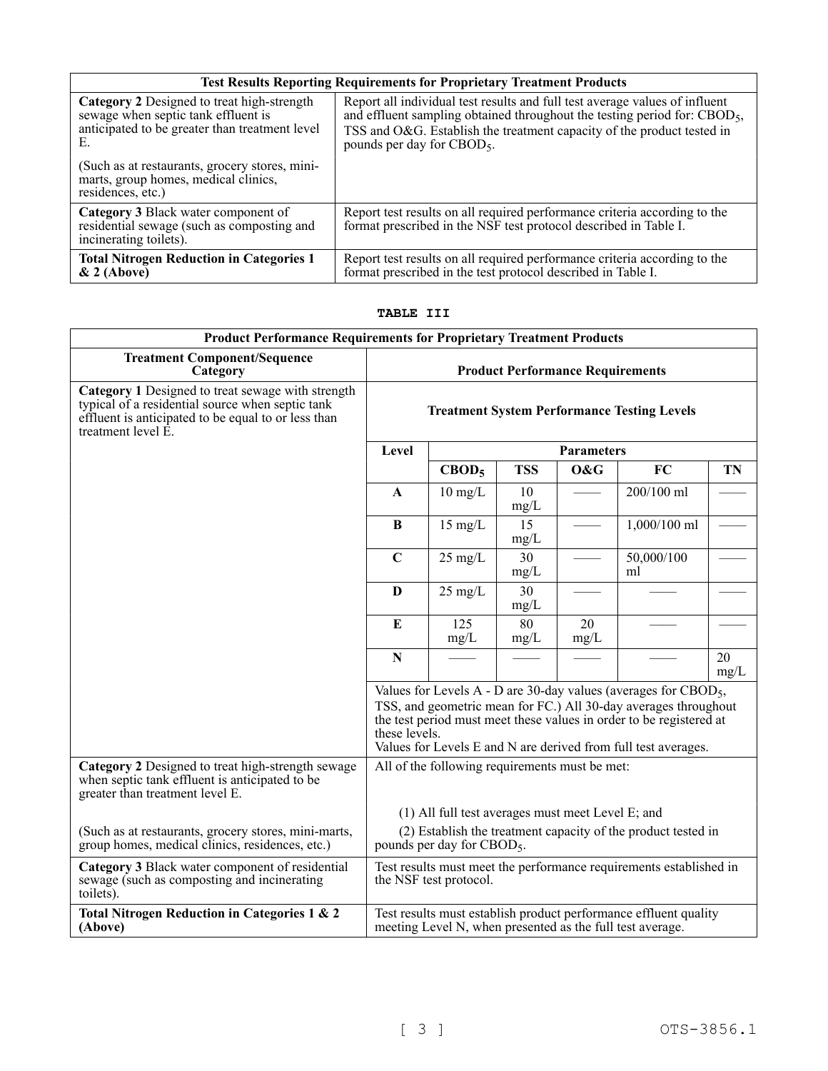| Test Results Reporting Requirements for Proprietary Treatment Products | |
|---|---|
| **Category 2** Designed to treat high-strength sewage when septic tank effluent is anticipated to be greater than treatment level E.<br><br>(Such as at restaurants, grocery stores, mini-marts, group homes, medical clinics, residences, etc.) | Report all individual test results and full test average values of influent and effluent sampling obtained throughout the testing period for: $CBOD_5$, TSS and O&G. Establish the treatment capacity of the product tested in pounds per day for $CBOD_5$. |
| **Category 3** Black water component of residential sewage (such as composting and incinerating toilets). | Report test results on all required performance criteria according to the format prescribed in the NSF test protocol described in Table I. |
| **Total Nitrogen Reduction in Categories 1 & 2 (Above)** | Report test results on all required performance criteria according to the format prescribed in the test protocol described in Table I. |

**TABLE III**

| Product Performance Requirements for Proprietary Treatment Products | | | | | | |
|---|---|---|---|---|---|---|
| **Treatment Component/Sequence Category** | **Product Performance Requirements** | | | | | |
| **Category 1** Designed to treat sewage with strength typical of a residential source when septic tank effluent is anticipated to be equal to or less than treatment level E. | **Treatment System Performance Testing Levels** | | | | | |
| | **Level** | **Parameters** | | | | |
| | | **$CBOD_5$** | **TSS** | **O&G** | **FC** | **TN** |
| | **A** | 10 mg/L | 10 mg/L | —— | 200/100 ml | —— |
| | **B** | 15 mg/L | 15 mg/L | —— | 1,000/100 ml | —— |
| | **C** | 25 mg/L | 30 mg/L | —— | 50,000/100 ml | —— |
| | **D** | 25 mg/L | 30 mg/L | —— | —— | —— |
| | **E** | 125 mg/L | 80 mg/L | 20 mg/L | —— | —— |
| | **N** | —— | —— | —— | —— | 20 mg/L |
| | Values for Levels A - D are 30-day values (averages for $CBOD_5$, TSS, and geometric mean for FC.) All 30-day averages throughout the test period must meet these values in order to be registered at these levels.<br>Values for Levels E and N are derived from full test averages. | | | | | |
| **Category 2** Designed to treat high-strength sewage when septic tank effluent is anticipated to be greater than treatment level E.<br><br>(Such as at restaurants, grocery stores, mini-marts, group homes, medical clinics, residences, etc.) | All of the following requirements must be met:<br><br>(1) All full test averages must meet Level E; and<br>(2) Establish the treatment capacity of the product tested in pounds per day for $CBOD_5$. | | | | | |
| **Category 3** Black water component of residential sewage (such as composting and incinerating toilets). | Test results must meet the performance requirements established in the NSF test protocol. | | | | | |
| **Total Nitrogen Reduction in Categories 1 & 2 (Above)** | Test results must establish product performance effluent quality meeting Level N, when presented as the full test average. | | | | | |